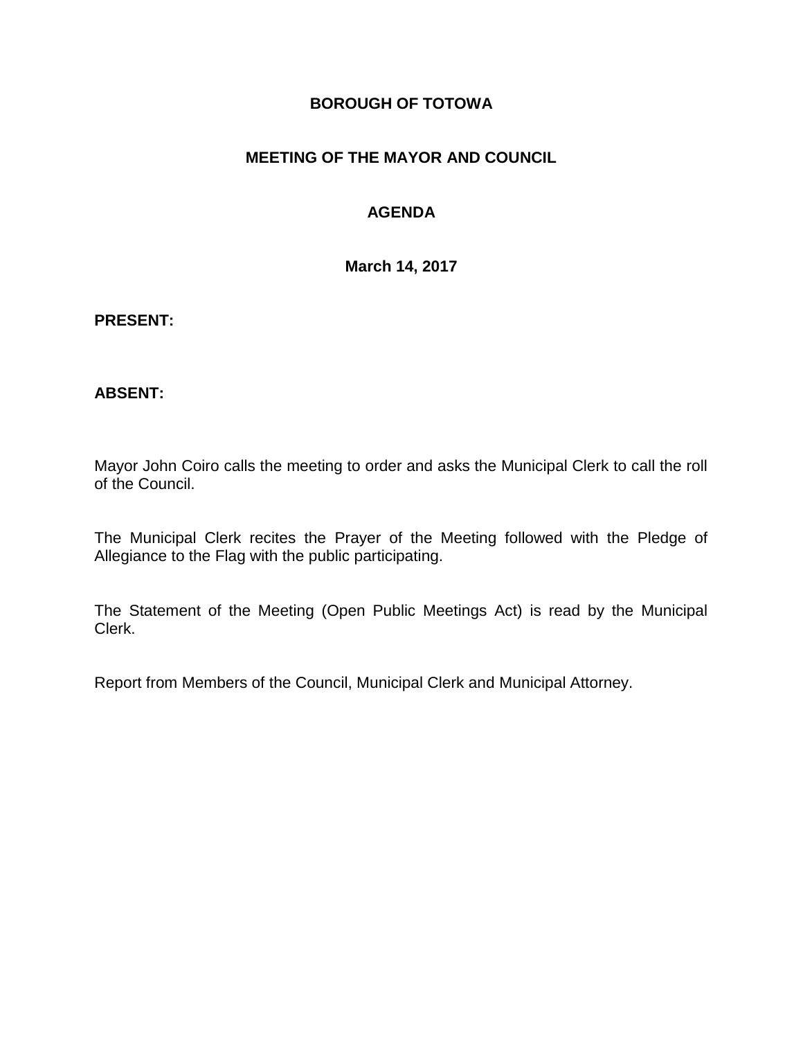# BOROUGH OF TOTOWA

## MEETING OF THE MAYOR AND COUNCIL

## AGENDA

**March 14, 2017**

**PRESENT:**

**ABSENT:**

Mayor John Coiro calls the meeting to order and asks the Municipal Clerk to call the roll of the Council.

The Municipal Clerk recites the Prayer of the Meeting followed with the Pledge of Allegiance to the Flag with the public participating.

The Statement of the Meeting (Open Public Meetings Act) is read by the Municipal Clerk.

Report from Members of the Council, Municipal Clerk and Municipal Attorney.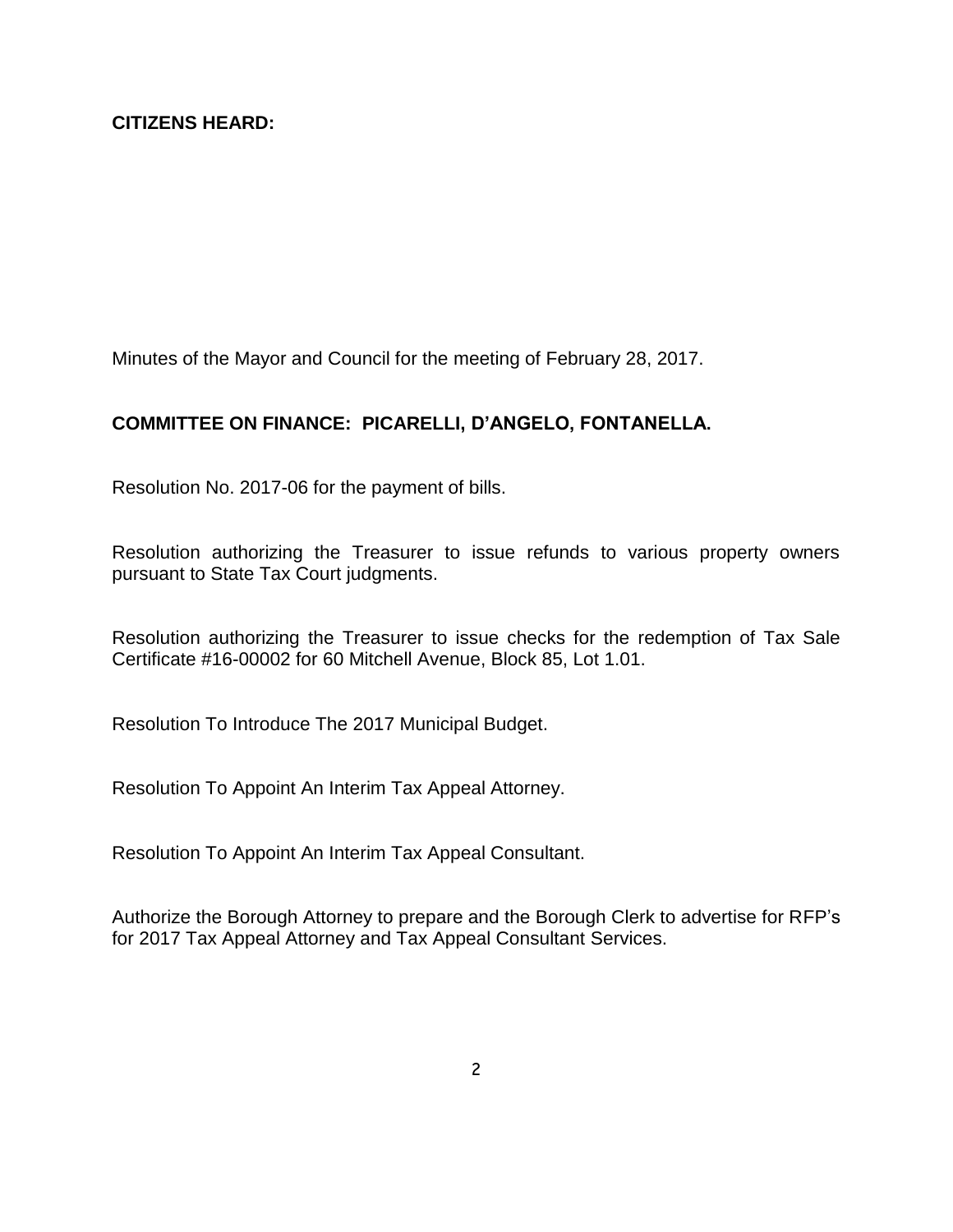**CITIZENS HEARD:**

Minutes of the Mayor and Council for the meeting of February 28, 2017.

**COMMITTEE ON FINANCE: PICARELLI, D'ANGELO, FONTANELLA.**

Resolution No. 2017-06 for the payment of bills.

Resolution authorizing the Treasurer to issue refunds to various property owners pursuant to State Tax Court judgments.

Resolution authorizing the Treasurer to issue checks for the redemption of Tax Sale Certificate #16-00002 for 60 Mitchell Avenue, Block 85, Lot 1.01.

Resolution To Introduce The 2017 Municipal Budget.

Resolution To Appoint An Interim Tax Appeal Attorney.

Resolution To Appoint An Interim Tax Appeal Consultant.

Authorize the Borough Attorney to prepare and the Borough Clerk to advertise for RFP's for 2017 Tax Appeal Attorney and Tax Appeal Consultant Services.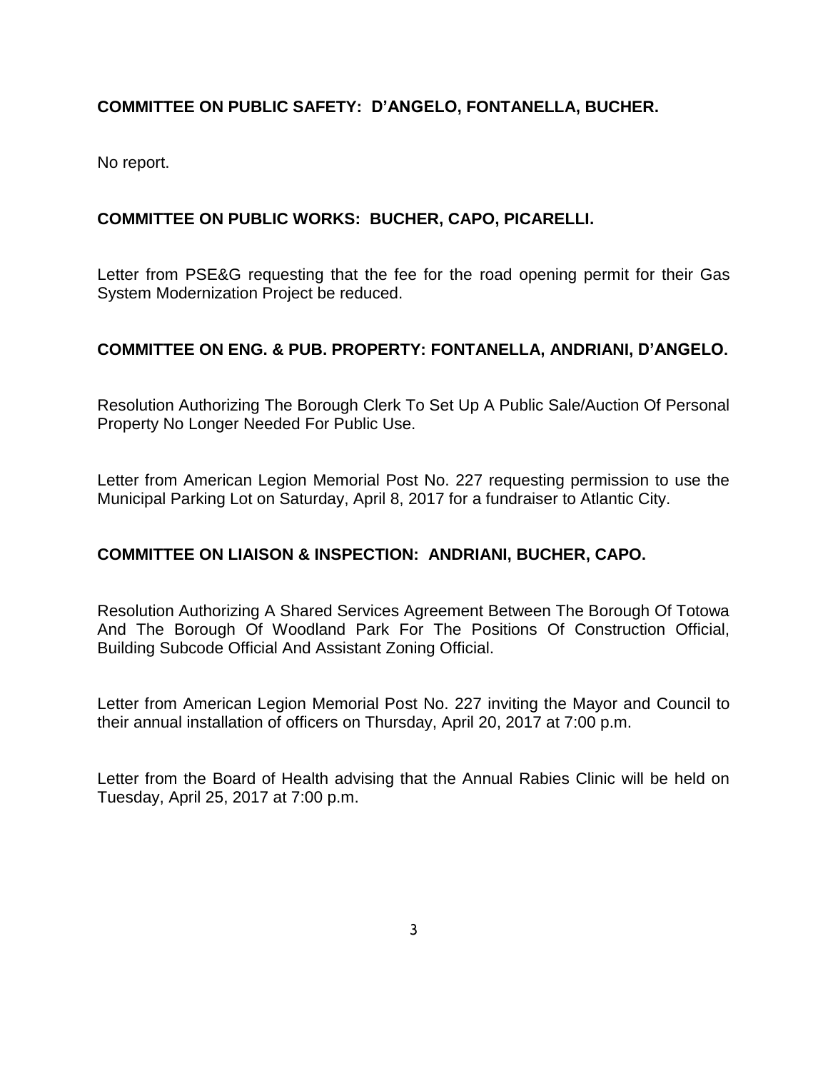**COMMITTEE ON PUBLIC SAFETY: D'ANGELO, FONTANELLA, BUCHER.**

No report.

**COMMITTEE ON PUBLIC WORKS: BUCHER, CAPO, PICARELLI.**

Letter from PSE&G requesting that the fee for the road opening permit for their Gas System Modernization Project be reduced.

**COMMITTEE ON ENG. & PUB. PROPERTY: FONTANELLA, ANDRIANI, D'ANGELO.**

Resolution Authorizing The Borough Clerk To Set Up A Public Sale/Auction Of Personal Property No Longer Needed For Public Use.

Letter from American Legion Memorial Post No. 227 requesting permission to use the Municipal Parking Lot on Saturday, April 8, 2017 for a fundraiser to Atlantic City.

**COMMITTEE ON LIAISON & INSPECTION: ANDRIANI, BUCHER, CAPO.**

Resolution Authorizing A Shared Services Agreement Between The Borough Of Totowa And The Borough Of Woodland Park For The Positions Of Construction Official, Building Subcode Official And Assistant Zoning Official.

Letter from American Legion Memorial Post No. 227 inviting the Mayor and Council to their annual installation of officers on Thursday, April 20, 2017 at 7:00 p.m.

Letter from the Board of Health advising that the Annual Rabies Clinic will be held on Tuesday, April 25, 2017 at 7:00 p.m.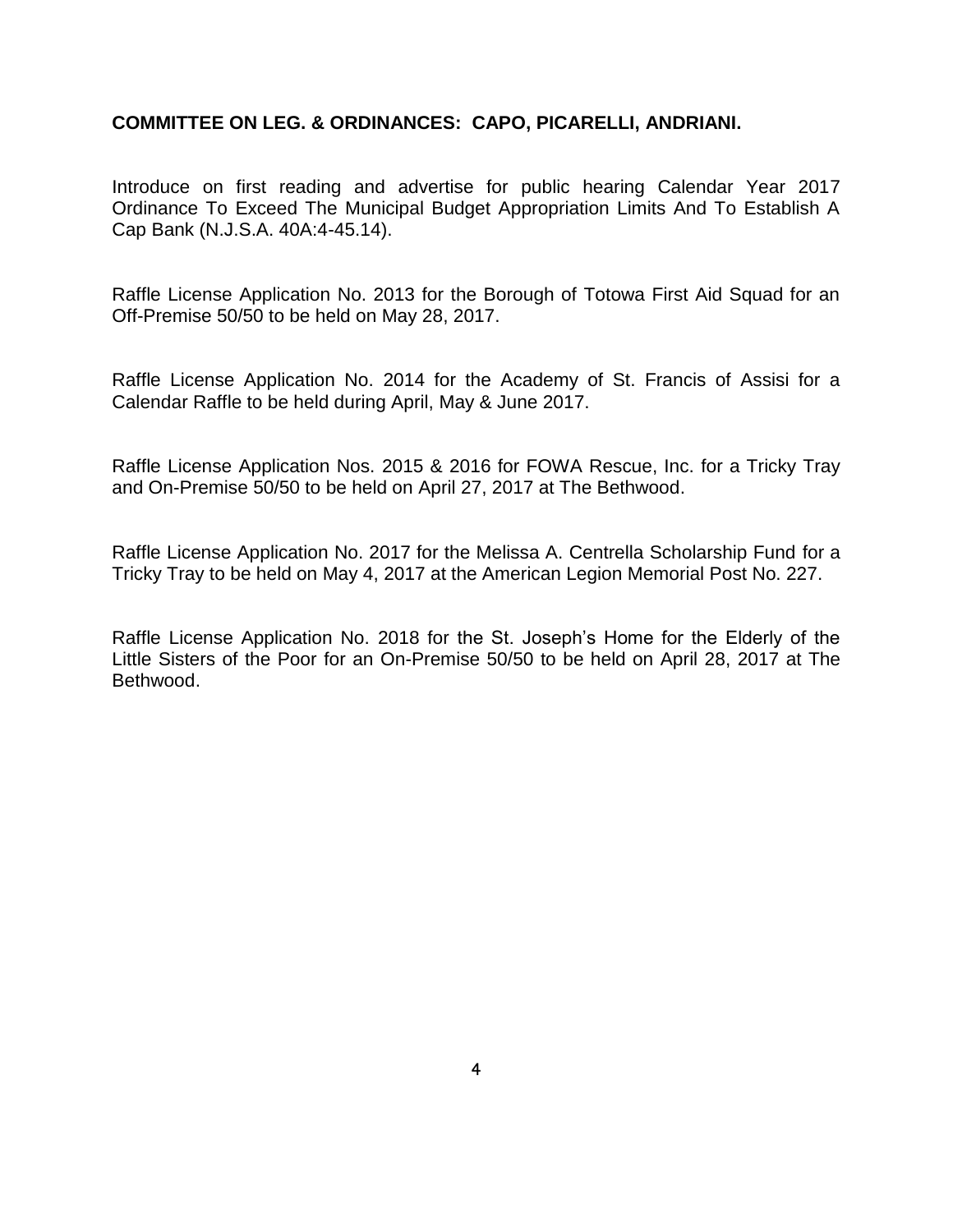**COMMITTEE ON LEG. & ORDINANCES: CAPO, PICARELLI, ANDRIANI.**

Introduce on first reading and advertise for public hearing Calendar Year 2017 Ordinance To Exceed The Municipal Budget Appropriation Limits And To Establish A Cap Bank (N.J.S.A. 40A:4-45.14).

Raffle License Application No. 2013 for the Borough of Totowa First Aid Squad for an Off-Premise 50/50 to be held on May 28, 2017.

Raffle License Application No. 2014 for the Academy of St. Francis of Assisi for a Calendar Raffle to be held during April, May & June 2017.

Raffle License Application Nos. 2015 & 2016 for FOWA Rescue, Inc. for a Tricky Tray and On-Premise 50/50 to be held on April 27, 2017 at The Bethwood.

Raffle License Application No. 2017 for the Melissa A. Centrella Scholarship Fund for a Tricky Tray to be held on May 4, 2017 at the American Legion Memorial Post No. 227.

Raffle License Application No. 2018 for the St. Joseph's Home for the Elderly of the Little Sisters of the Poor for an On-Premise 50/50 to be held on April 28, 2017 at The Bethwood.